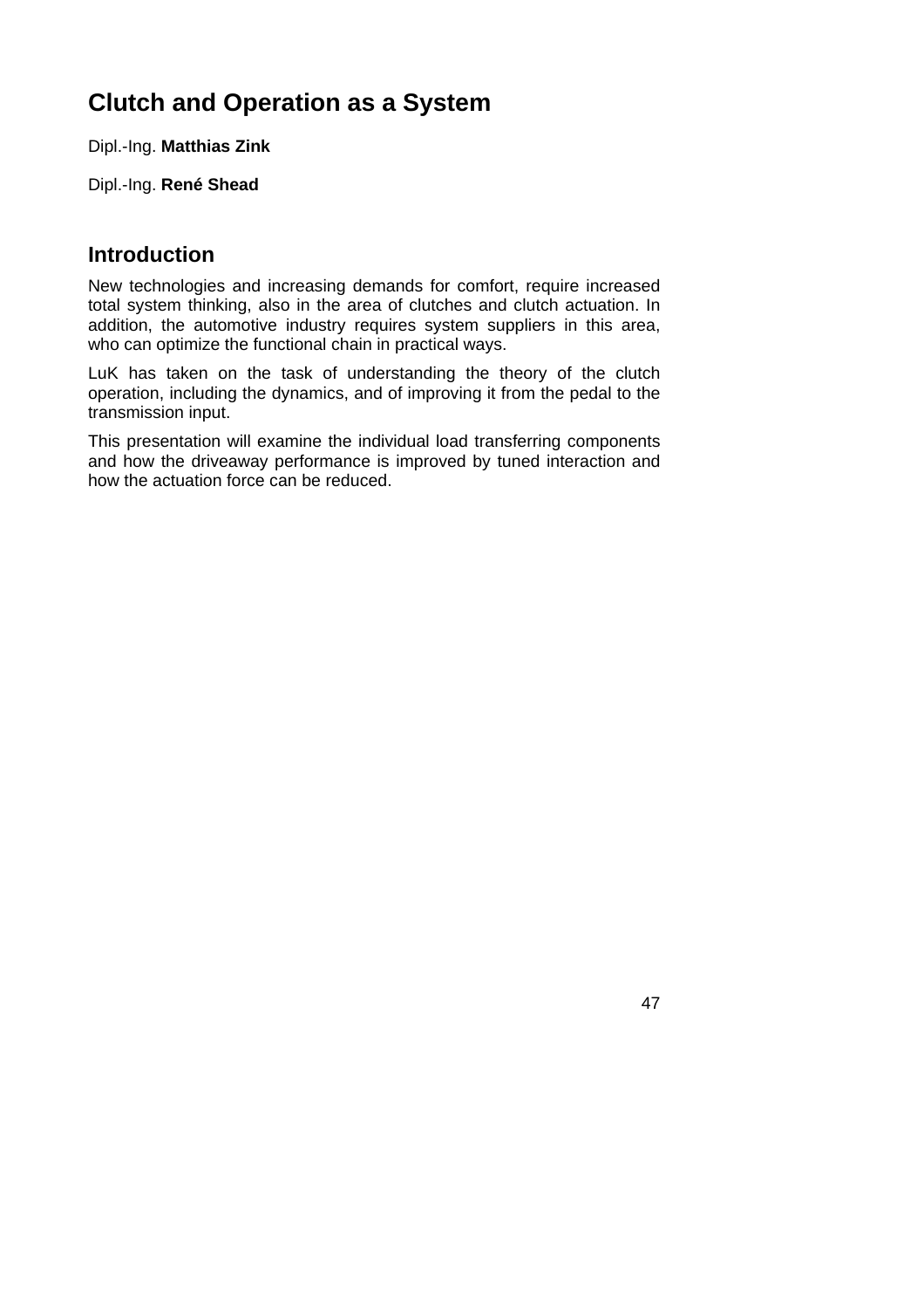# Clutch and Operation as a System

Dipl.-Ing. **Matthias Zink**

Dipl.-Ing. **René Shead**

## Introduction

New technologies and increasing demands for comfort, require increased total system thinking, also in the area of clutches and clutch actuation. In addition, the automotive industry requires system suppliers in this area, who can optimize the functional chain in practical ways.

LuK has taken on the task of understanding the theory of the clutch operation, including the dynamics, and of improving it from the pedal to the transmission input.

This presentation will examine the individual load transferring components and how the driveaway performance is improved by tuned interaction and how the actuation force can be reduced.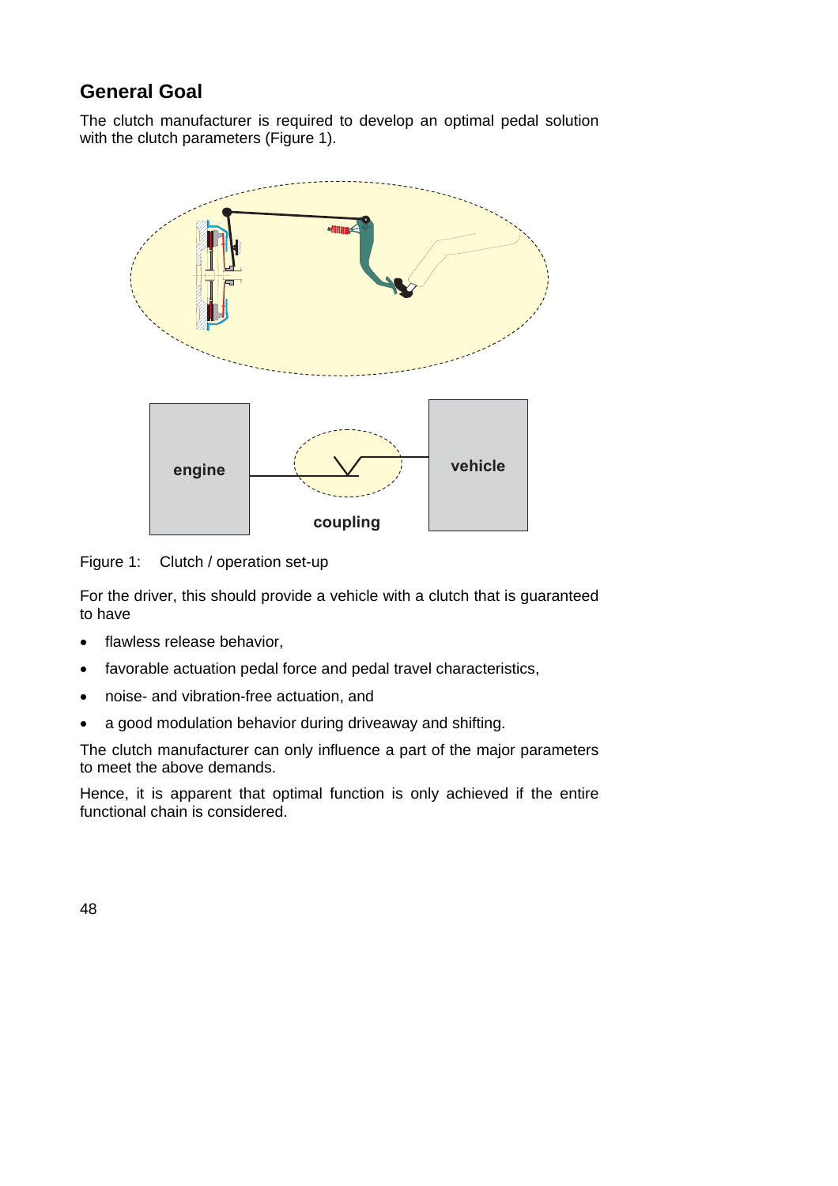## General Goal

The clutch manufacturer is required to develop an optimal pedal solution with the clutch parameters (Figure 1).

Figure 1: Clutch / operation set-up

For the driver, this should provide a vehicle with a clutch that is guaranteed to have

- flawless release behavior,
- favorable actuation pedal force and pedal travel characteristics,
- noise- and vibration-free actuation, and
- a good modulation behavior during driveaway and shifting.

The clutch manufacturer can only influence a part of the major parameters to meet the above demands.

Hence, it is apparent that optimal function is only achieved if the entire functional chain is considered.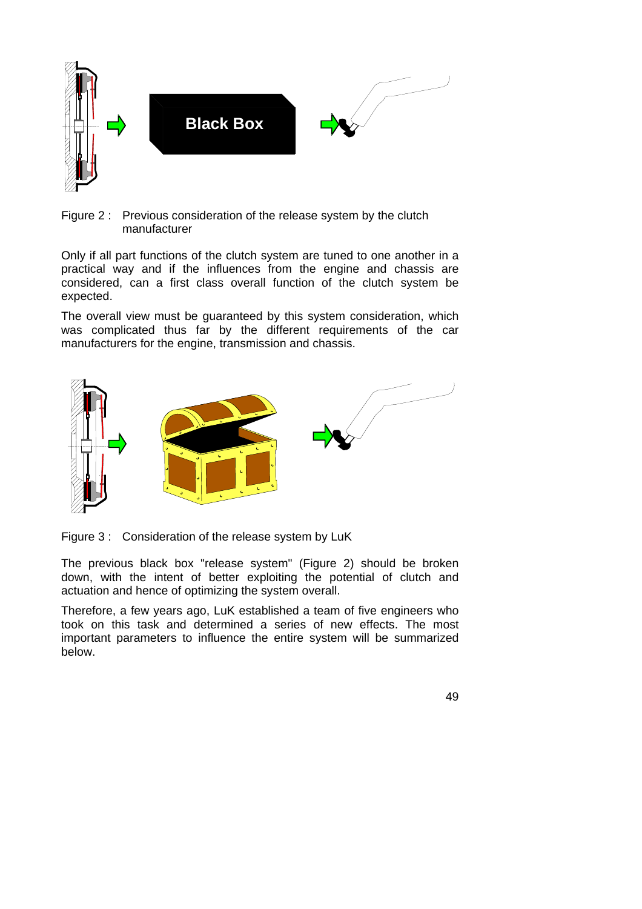Figure 2 : Previous consideration of the release system by the clutch manufacturer

Only if all part functions of the clutch system are tuned to one another in a practical way and if the influences from the engine and chassis are considered, can a first class overall function of the clutch system be expected.

The overall view must be guaranteed by this system consideration, which was complicated thus far by the different requirements of the car manufacturers for the engine, transmission and chassis.

Figure 3 : Consideration of the release system by LuK

The previous black box "release system" (Figure 2) should be broken down, with the intent of better exploiting the potential of clutch and actuation and hence of optimizing the system overall.

Therefore, a few years ago, LuK established a team of five engineers who took on this task and determined a series of new effects. The most important parameters to influence the entire system will be summarized below.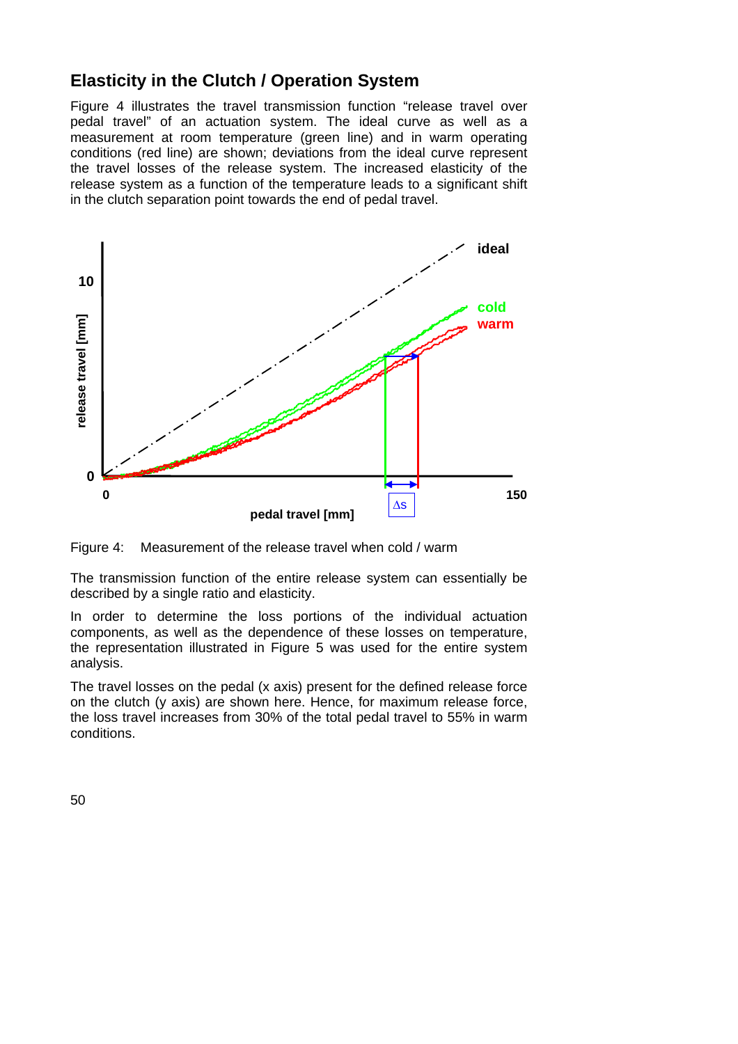## Elasticity in the Clutch / Operation System

Figure 4 illustrates the travel transmission function “release travel over pedal travel” of an actuation system. The ideal curve as well as a measurement at room temperature (green line) and in warm operating conditions (red line) are shown; deviations from the ideal curve represent the travel losses of the release system. The increased elasticity of the release system as a function of the temperature leads to a significant shift in the clutch separation point towards the end of pedal travel.

Figure 4: Measurement of the release travel when cold / warm

The transmission function of the entire release system can essentially be described by a single ratio and elasticity.

In order to determine the loss portions of the individual actuation components, as well as the dependence of these losses on temperature, the representation illustrated in Figure 5 was used for the entire system analysis.

The travel losses on the pedal (x axis) present for the defined release force on the clutch (y axis) are shown here. Hence, for maximum release force, the loss travel increases from 30% of the total pedal travel to 55% in warm conditions.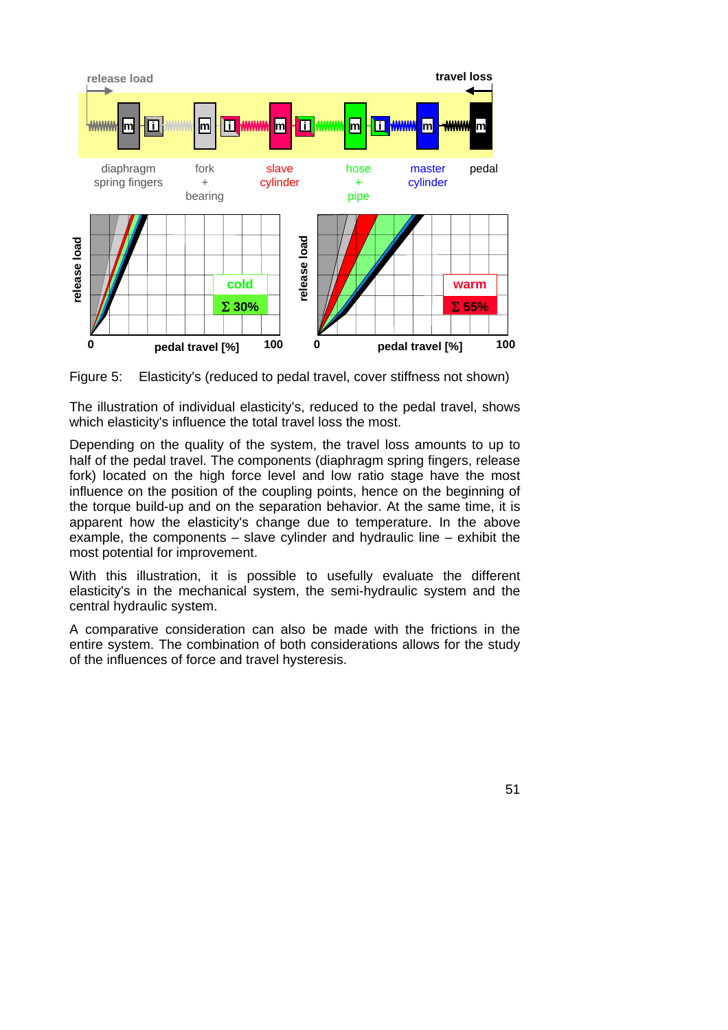Figure 5: Elasticity's (reduced to pedal travel, cover stiffness not shown)

The illustration of individual elasticity's, reduced to the pedal travel, shows which elasticity's influence the total travel loss the most.

Depending on the quality of the system, the travel loss amounts to up to half of the pedal travel. The components (diaphragm spring fingers, release fork) located on the high force level and low ratio stage have the most influence on the position of the coupling points, hence on the beginning of the torque build-up and on the separation behavior. At the same time, it is apparent how the elasticity's change due to temperature. In the above example, the components – slave cylinder and hydraulic line – exhibit the most potential for improvement.

With this illustration, it is possible to usefully evaluate the different elasticity's in the mechanical system, the semi-hydraulic system and the central hydraulic system.

A comparative consideration can also be made with the frictions in the entire system. The combination of both considerations allows for the study of the influences of force and travel hysteresis.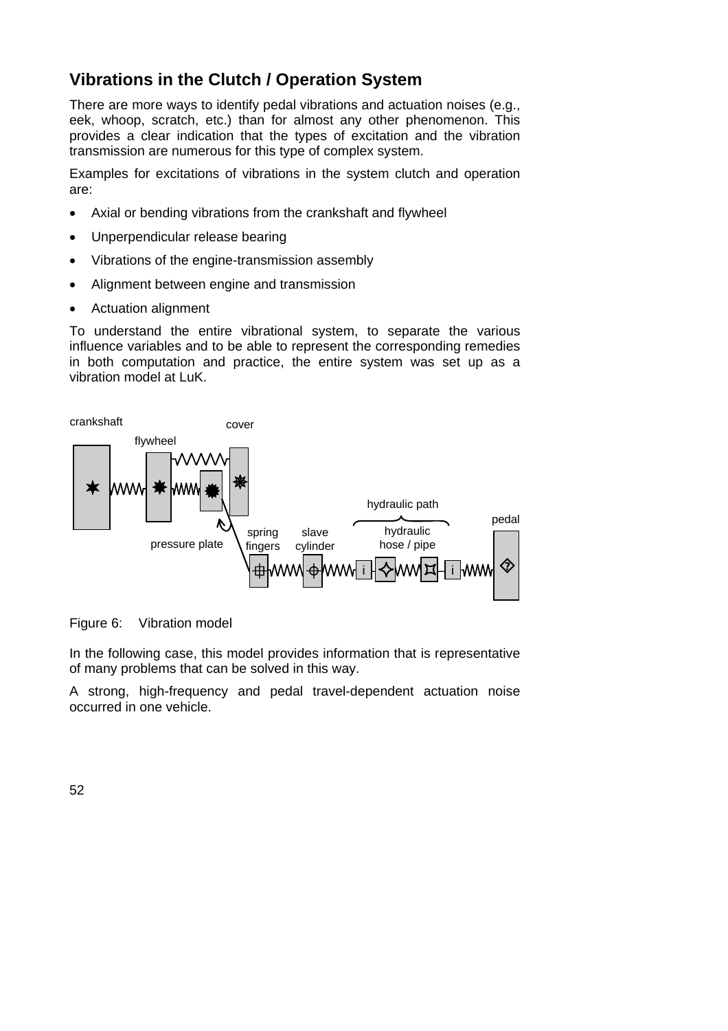## Vibrations in the Clutch / Operation System

There are more ways to identify pedal vibrations and actuation noises (e.g., eek, whoop, scratch, etc.) than for almost any other phenomenon. This provides a clear indication that the types of excitation and the vibration transmission are numerous for this type of complex system.

Examples for excitations of vibrations in the system clutch and operation are:

- Axial or bending vibrations from the crankshaft and flywheel
- Unperpendicular release bearing
- Vibrations of the engine-transmission assembly
- Alignment between engine and transmission
- Actuation alignment

To understand the entire vibrational system, to separate the various influence variables and to be able to represent the corresponding remedies in both computation and practice, the entire system was set up as a vibration model at LuK.

Figure 6: Vibration model

In the following case, this model provides information that is representative of many problems that can be solved in this way.

A strong, high-frequency and pedal travel-dependent actuation noise occurred in one vehicle.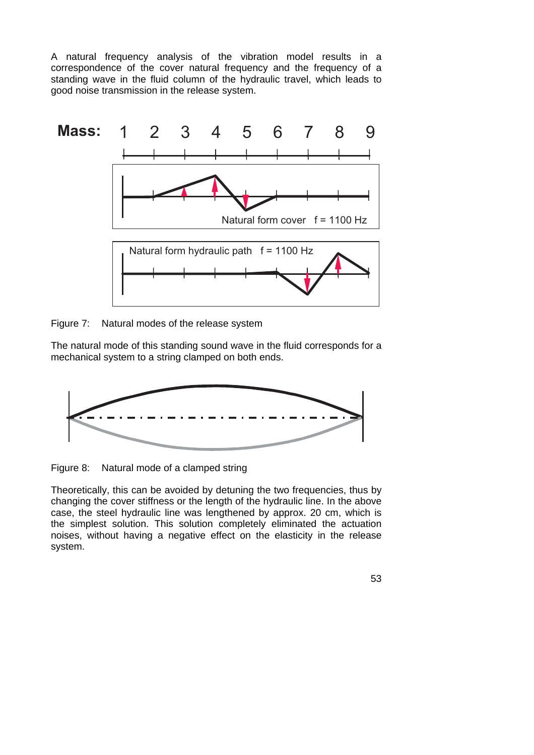A natural frequency analysis of the vibration model results in a correspondence of the cover natural frequency and the frequency of a standing wave in the fluid column of the hydraulic travel, which leads to good noise transmission in the release system.

Figure 7: Natural modes of the release system

The natural mode of this standing sound wave in the fluid corresponds for a mechanical system to a string clamped on both ends.

Figure 8: Natural mode of a clamped string

Theoretically, this can be avoided by detuning the two frequencies, thus by changing the cover stiffness or the length of the hydraulic line. In the above case, the steel hydraulic line was lengthened by approx. 20 cm, which is the simplest solution. This solution completely eliminated the actuation noises, without having a negative effect on the elasticity in the release system.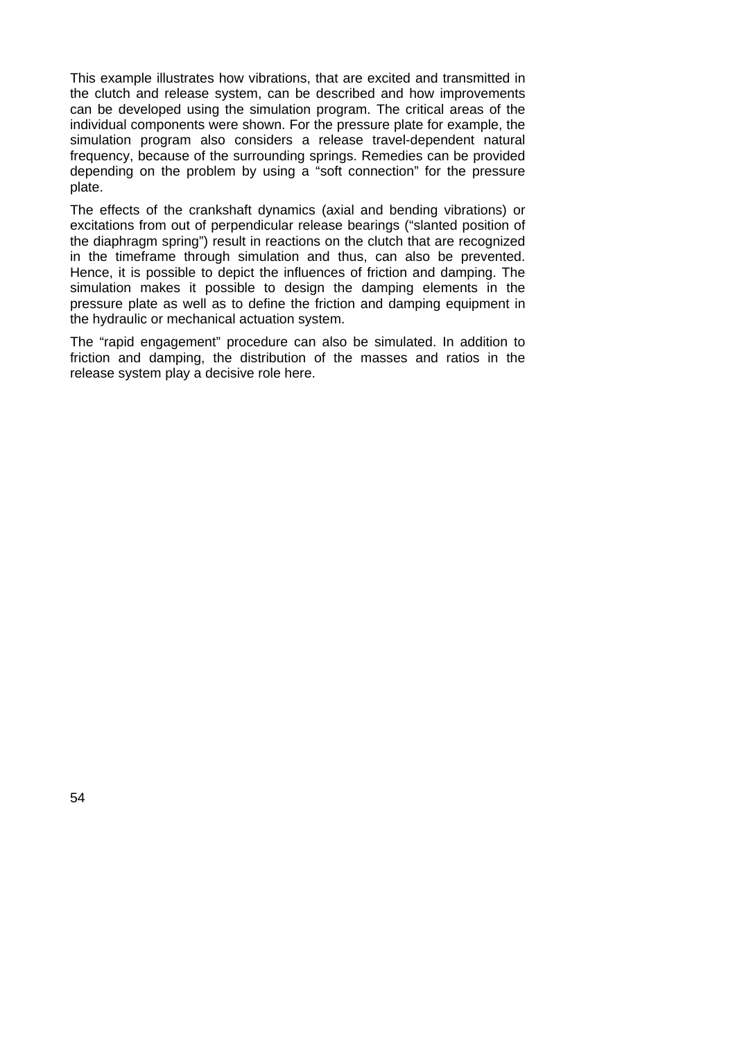This example illustrates how vibrations, that are excited and transmitted in the clutch and release system, can be described and how improvements can be developed using the simulation program. The critical areas of the individual components were shown. For the pressure plate for example, the simulation program also considers a release travel-dependent natural frequency, because of the surrounding springs. Remedies can be provided depending on the problem by using a "soft connection" for the pressure plate.

The effects of the crankshaft dynamics (axial and bending vibrations) or excitations from out of perpendicular release bearings ("slanted position of the diaphragm spring") result in reactions on the clutch that are recognized in the timeframe through simulation and thus, can also be prevented. Hence, it is possible to depict the influences of friction and damping. The simulation makes it possible to design the damping elements in the pressure plate as well as to define the friction and damping equipment in the hydraulic or mechanical actuation system.

The "rapid engagement" procedure can also be simulated. In addition to friction and damping, the distribution of the masses and ratios in the release system play a decisive role here.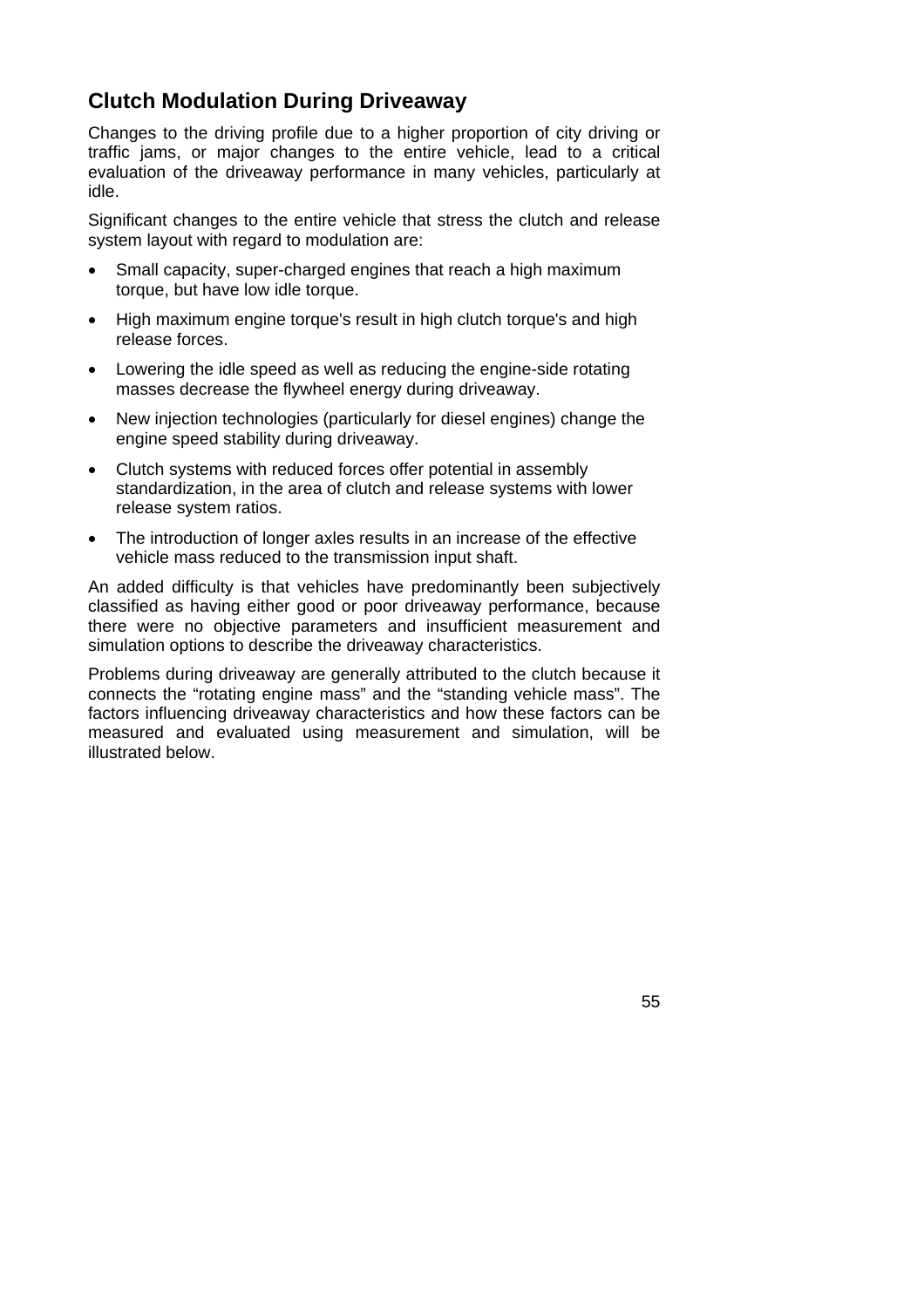## Clutch Modulation During Driveaway

Changes to the driving profile due to a higher proportion of city driving or traffic jams, or major changes to the entire vehicle, lead to a critical evaluation of the driveaway performance in many vehicles, particularly at idle.

Significant changes to the entire vehicle that stress the clutch and release system layout with regard to modulation are:

- Small capacity, super-charged engines that reach a high maximum torque, but have low idle torque.
- High maximum engine torque's result in high clutch torque's and high release forces.
- Lowering the idle speed as well as reducing the engine-side rotating masses decrease the flywheel energy during driveaway.
- New injection technologies (particularly for diesel engines) change the engine speed stability during driveaway.
- Clutch systems with reduced forces offer potential in assembly standardization, in the area of clutch and release systems with lower release system ratios.
- The introduction of longer axles results in an increase of the effective vehicle mass reduced to the transmission input shaft.

An added difficulty is that vehicles have predominantly been subjectively classified as having either good or poor driveaway performance, because there were no objective parameters and insufficient measurement and simulation options to describe the driveaway characteristics.

Problems during driveaway are generally attributed to the clutch because it connects the "rotating engine mass" and the "standing vehicle mass". The factors influencing driveaway characteristics and how these factors can be measured and evaluated using measurement and simulation, will be illustrated below.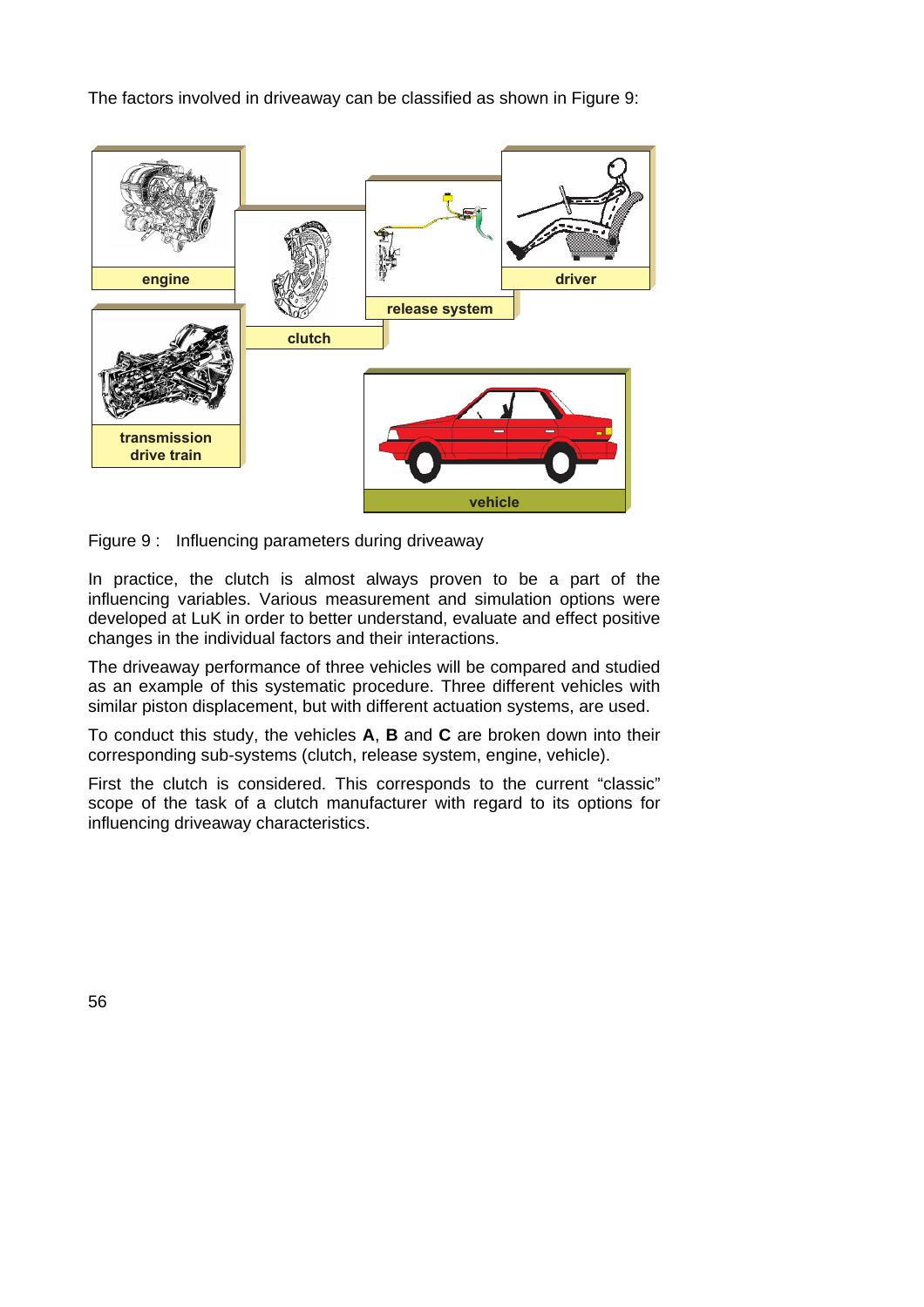The factors involved in driveaway can be classified as shown in Figure 9:

Figure 9 : Influencing parameters during driveaway

In practice, the clutch is almost always proven to be a part of the influencing variables. Various measurement and simulation options were developed at LuK in order to better understand, evaluate and effect positive changes in the individual factors and their interactions.

The driveaway performance of three vehicles will be compared and studied as an example of this systematic procedure. Three different vehicles with similar piston displacement, but with different actuation systems, are used.

To conduct this study, the vehicles **A**, **B** and **C** are broken down into their corresponding sub-systems (clutch, release system, engine, vehicle).

First the clutch is considered. This corresponds to the current “classic” scope of the task of a clutch manufacturer with regard to its options for influencing driveaway characteristics.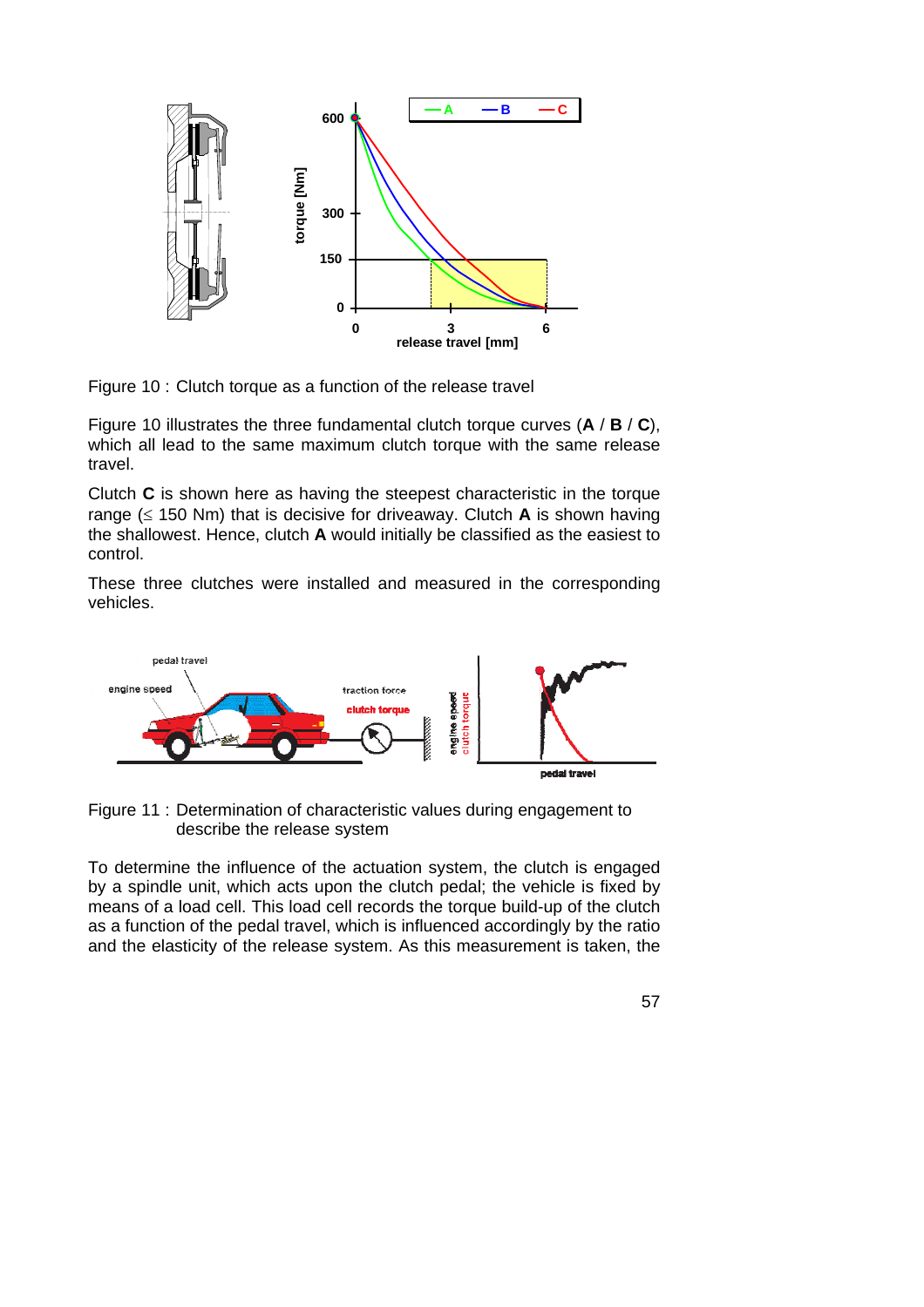Figure 10 : Clutch torque as a function of the release travel

Figure 10 illustrates the three fundamental clutch torque curves (**A** / **B** / **C**), which all lead to the same maximum clutch torque with the same release travel.

Clutch **C** is shown here as having the steepest characteristic in the torque range (≤ 150 Nm) that is decisive for driveaway. Clutch **A** is shown having the shallowest. Hence, clutch **A** would initially be classified as the easiest to control.

These three clutches were installed and measured in the corresponding vehicles.

Figure 11 : Determination of characteristic values during engagement to describe the release system

To determine the influence of the actuation system, the clutch is engaged by a spindle unit, which acts upon the clutch pedal; the vehicle is fixed by means of a load cell. This load cell records the torque build-up of the clutch as a function of the pedal travel, which is influenced accordingly by the ratio and the elasticity of the release system. As this measurement is taken, the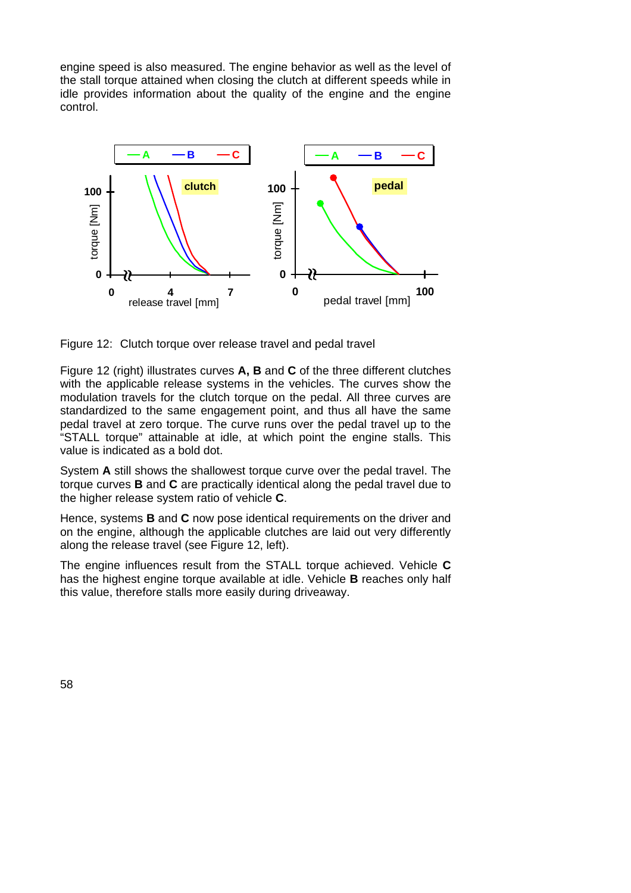engine speed is also measured. The engine behavior as well as the level of the stall torque attained when closing the clutch at different speeds while in idle provides information about the quality of the engine and the engine control.

Figure 12: Clutch torque over release travel and pedal travel

Figure 12 (right) illustrates curves **A, B** and **C** of the three different clutches with the applicable release systems in the vehicles. The curves show the modulation travels for the clutch torque on the pedal. All three curves are standardized to the same engagement point, and thus all have the same pedal travel at zero torque. The curve runs over the pedal travel up to the "STALL torque" attainable at idle, at which point the engine stalls. This value is indicated as a bold dot.

System **A** still shows the shallowest torque curve over the pedal travel. The torque curves **B** and **C** are practically identical along the pedal travel due to the higher release system ratio of vehicle **C**.

Hence, systems **B** and **C** now pose identical requirements on the driver and on the engine, although the applicable clutches are laid out very differently along the release travel (see Figure 12, left).

The engine influences result from the STALL torque achieved. Vehicle **C** has the highest engine torque available at idle. Vehicle **B** reaches only half this value, therefore stalls more easily during driveaway.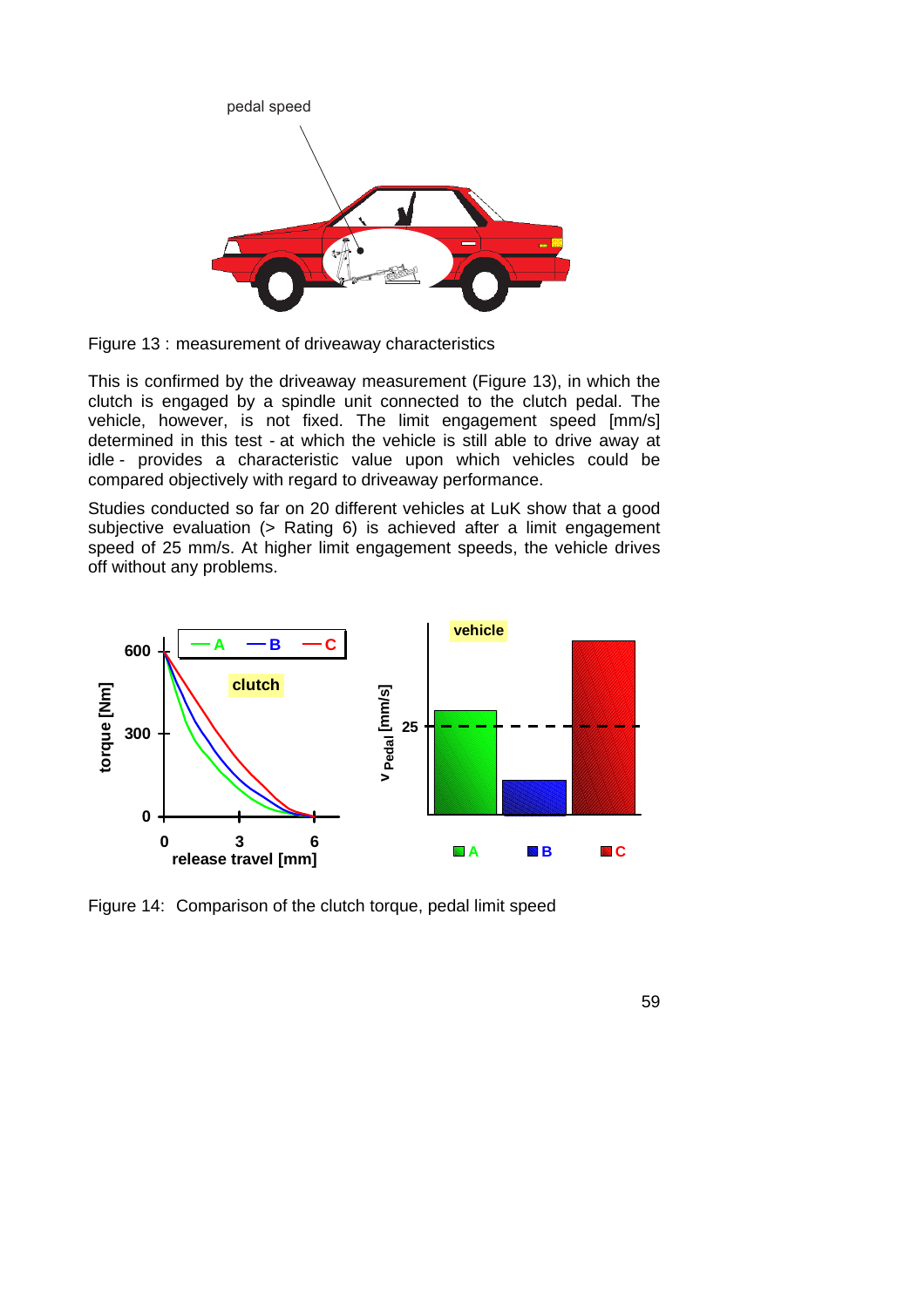Figure 13 : measurement of driveaway characteristics

This is confirmed by the driveaway measurement (Figure 13), in which the clutch is engaged by a spindle unit connected to the clutch pedal. The vehicle, however, is not fixed. The limit engagement speed [mm/s] determined in this test - at which the vehicle is still able to drive away at idle - provides a characteristic value upon which vehicles could be compared objectively with regard to driveaway performance.

Studies conducted so far on 20 different vehicles at LuK show that a good subjective evaluation (> Rating 6) is achieved after a limit engagement speed of 25 mm/s. At higher limit engagement speeds, the vehicle drives off without any problems.

Figure 14: Comparison of the clutch torque, pedal limit speed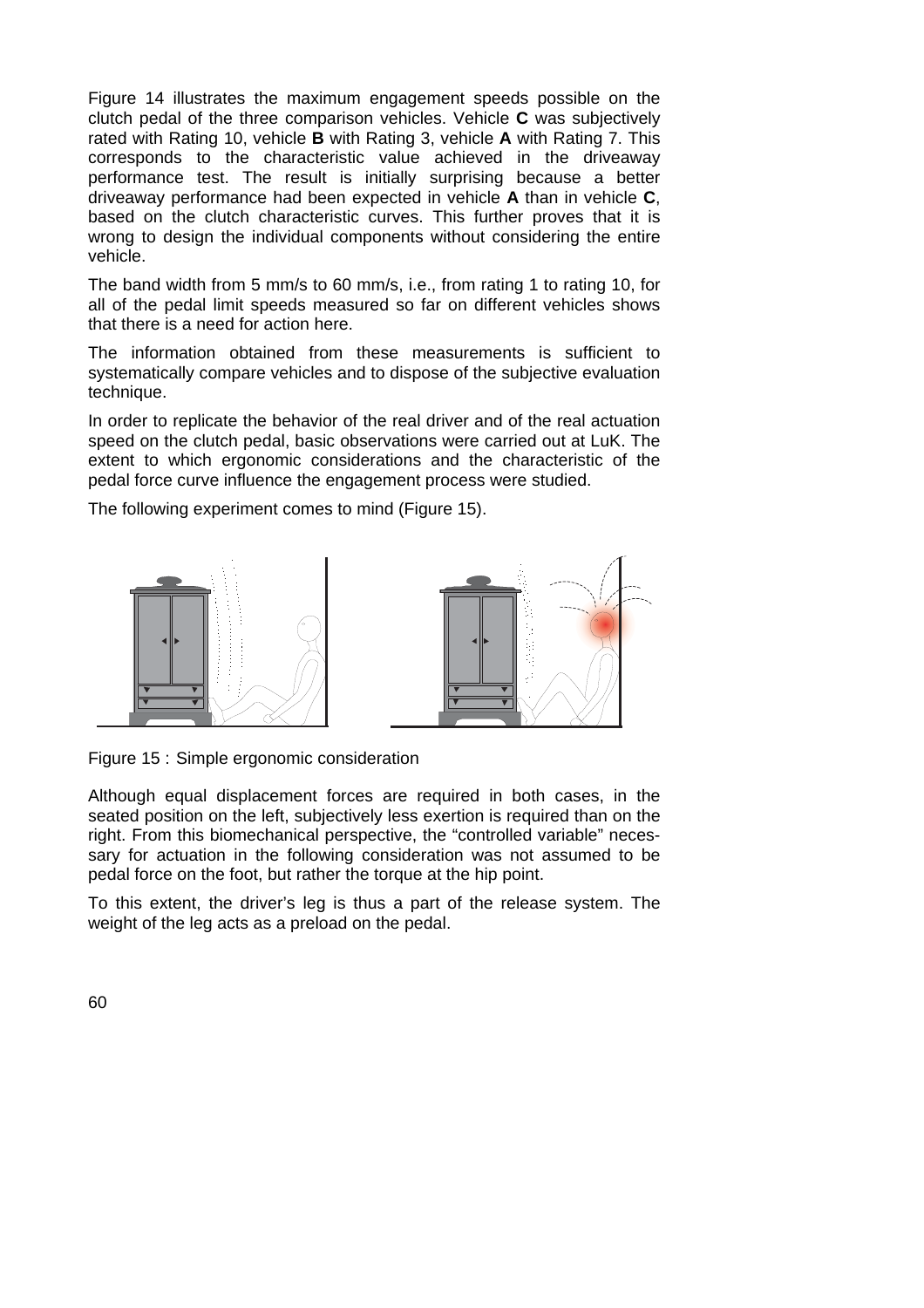Figure 14 illustrates the maximum engagement speeds possible on the clutch pedal of the three comparison vehicles. Vehicle **C** was subjectively rated with Rating 10, vehicle **B** with Rating 3, vehicle **A** with Rating 7. This corresponds to the characteristic value achieved in the driveaway performance test. The result is initially surprising because a better driveaway performance had been expected in vehicle **A** than in vehicle **C**, based on the clutch characteristic curves. This further proves that it is wrong to design the individual components without considering the entire vehicle.

The band width from 5 mm/s to 60 mm/s, i.e., from rating 1 to rating 10, for all of the pedal limit speeds measured so far on different vehicles shows that there is a need for action here.

The information obtained from these measurements is sufficient to systematically compare vehicles and to dispose of the subjective evaluation technique.

In order to replicate the behavior of the real driver and of the real actuation speed on the clutch pedal, basic observations were carried out at LuK. The extent to which ergonomic considerations and the characteristic of the pedal force curve influence the engagement process were studied.

The following experiment comes to mind (Figure 15).

Figure 15 : Simple ergonomic consideration

Although equal displacement forces are required in both cases, in the seated position on the left, subjectively less exertion is required than on the right. From this biomechanical perspective, the "controlled variable" necessary for actuation in the following consideration was not assumed to be pedal force on the foot, but rather the torque at the hip point.

To this extent, the driver's leg is thus a part of the release system. The weight of the leg acts as a preload on the pedal.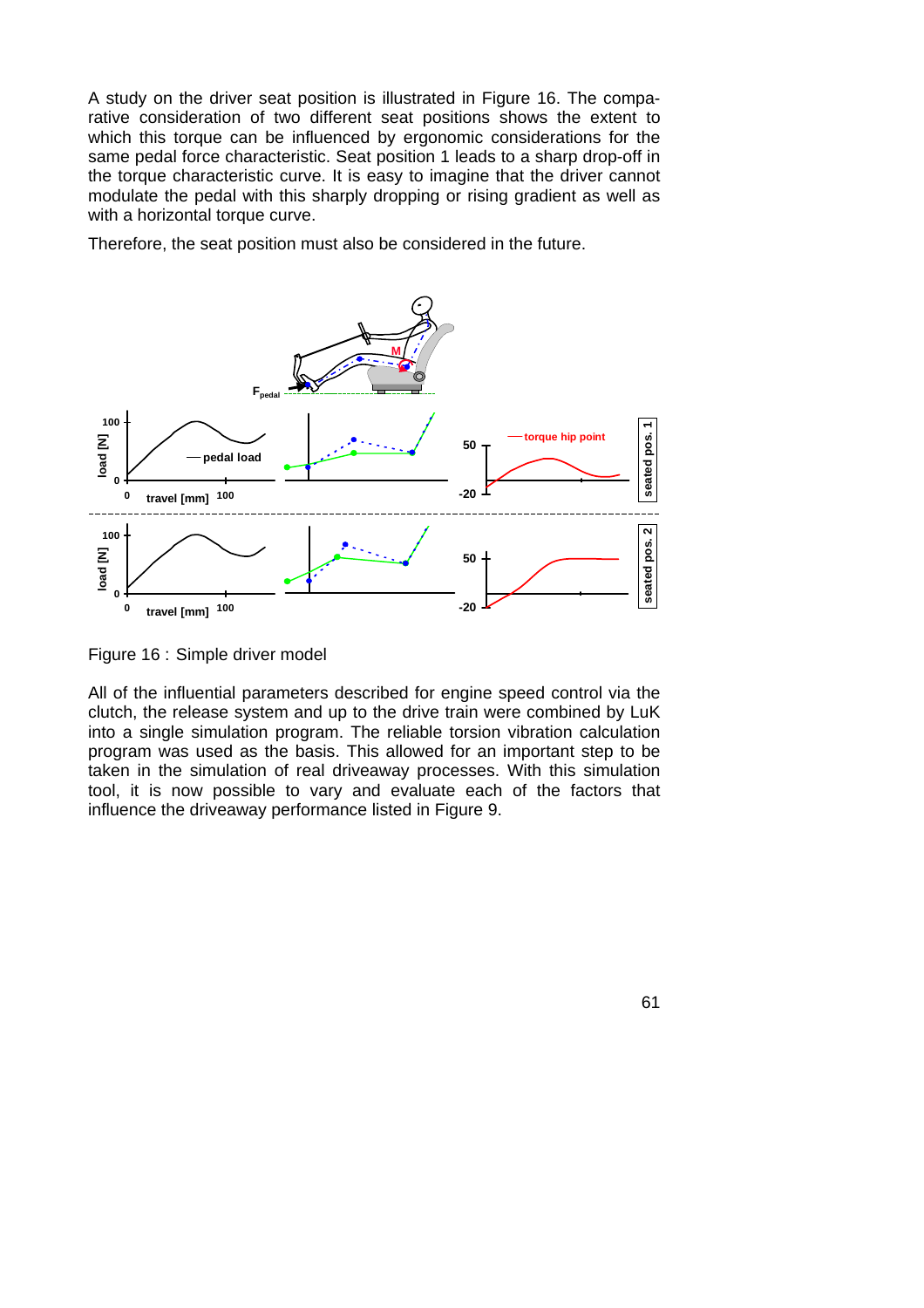A study on the driver seat position is illustrated in Figure 16. The comparative consideration of two different seat positions shows the extent to which this torque can be influenced by ergonomic considerations for the same pedal force characteristic. Seat position 1 leads to a sharp drop-off in the torque characteristic curve. It is easy to imagine that the driver cannot modulate the pedal with this sharply dropping or rising gradient as well as with a horizontal torque curve.

Therefore, the seat position must also be considered in the future.

Figure 16 : Simple driver model

All of the influential parameters described for engine speed control via the clutch, the release system and up to the drive train were combined by LuK into a single simulation program. The reliable torsion vibration calculation program was used as the basis. This allowed for an important step to be taken in the simulation of real driveaway processes. With this simulation tool, it is now possible to vary and evaluate each of the factors that influence the driveaway performance listed in Figure 9.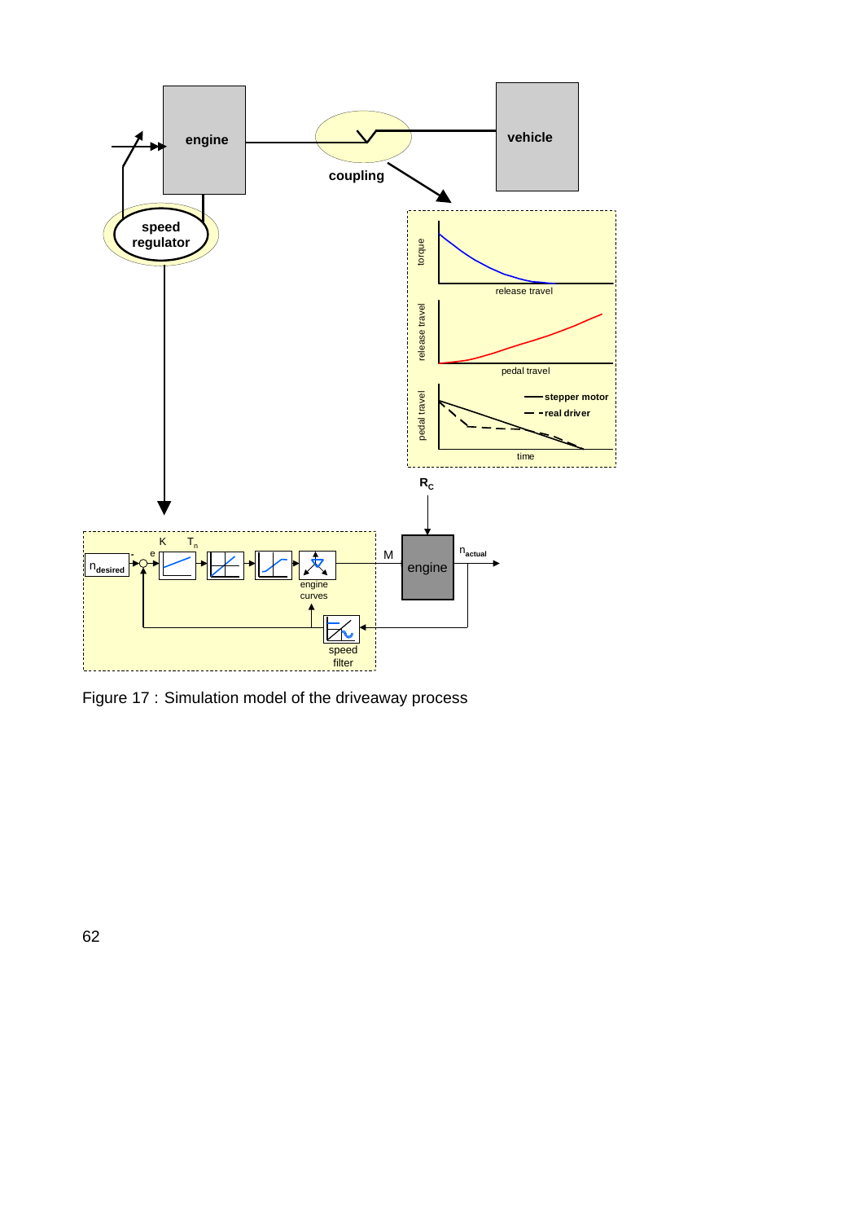Figure 17 : Simulation model of the driveaway process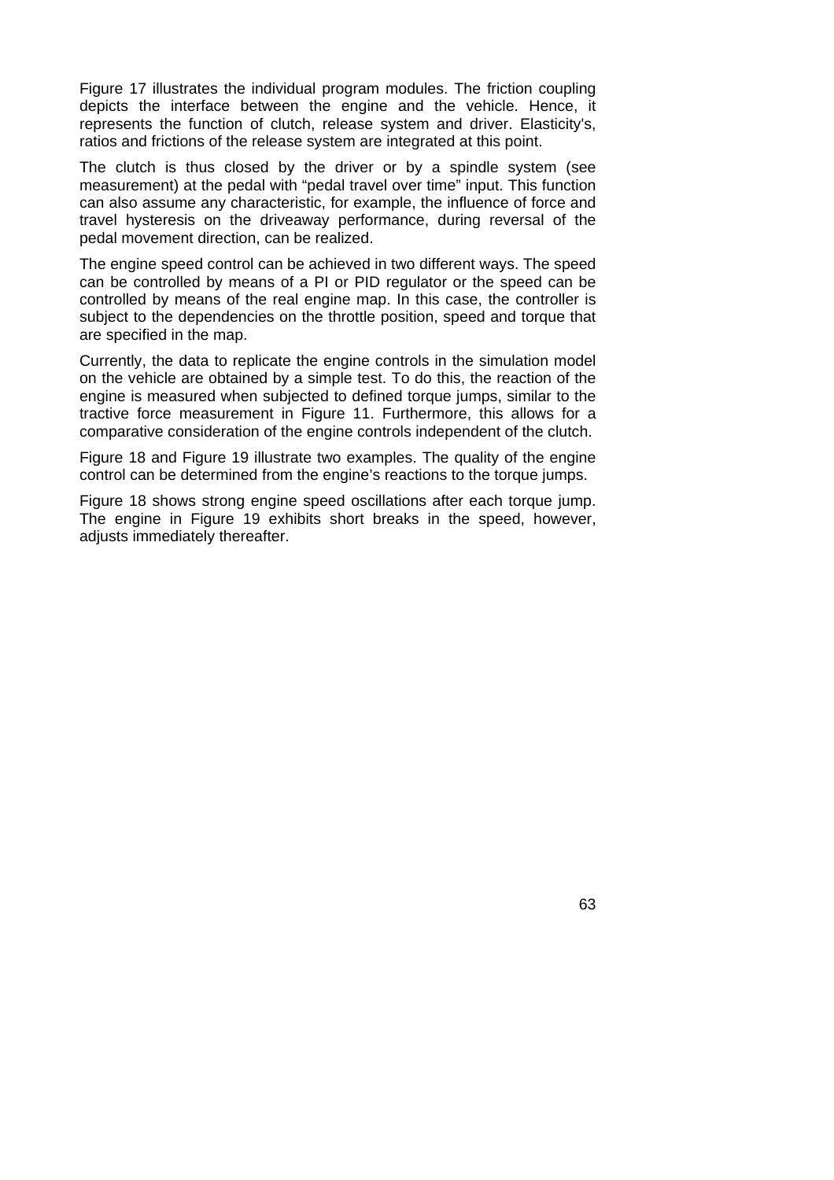Figure 17 illustrates the individual program modules. The friction coupling depicts the interface between the engine and the vehicle. Hence, it represents the function of clutch, release system and driver. Elasticity's, ratios and frictions of the release system are integrated at this point.

The clutch is thus closed by the driver or by a spindle system (see measurement) at the pedal with "pedal travel over time" input. This function can also assume any characteristic, for example, the influence of force and travel hysteresis on the driveaway performance, during reversal of the pedal movement direction, can be realized.

The engine speed control can be achieved in two different ways. The speed can be controlled by means of a PI or PID regulator or the speed can be controlled by means of the real engine map. In this case, the controller is subject to the dependencies on the throttle position, speed and torque that are specified in the map.

Currently, the data to replicate the engine controls in the simulation model on the vehicle are obtained by a simple test. To do this, the reaction of the engine is measured when subjected to defined torque jumps, similar to the tractive force measurement in Figure 11. Furthermore, this allows for a comparative consideration of the engine controls independent of the clutch.

Figure 18 and Figure 19 illustrate two examples. The quality of the engine control can be determined from the engine's reactions to the torque jumps.

Figure 18 shows strong engine speed oscillations after each torque jump. The engine in Figure 19 exhibits short breaks in the speed, however, adjusts immediately thereafter.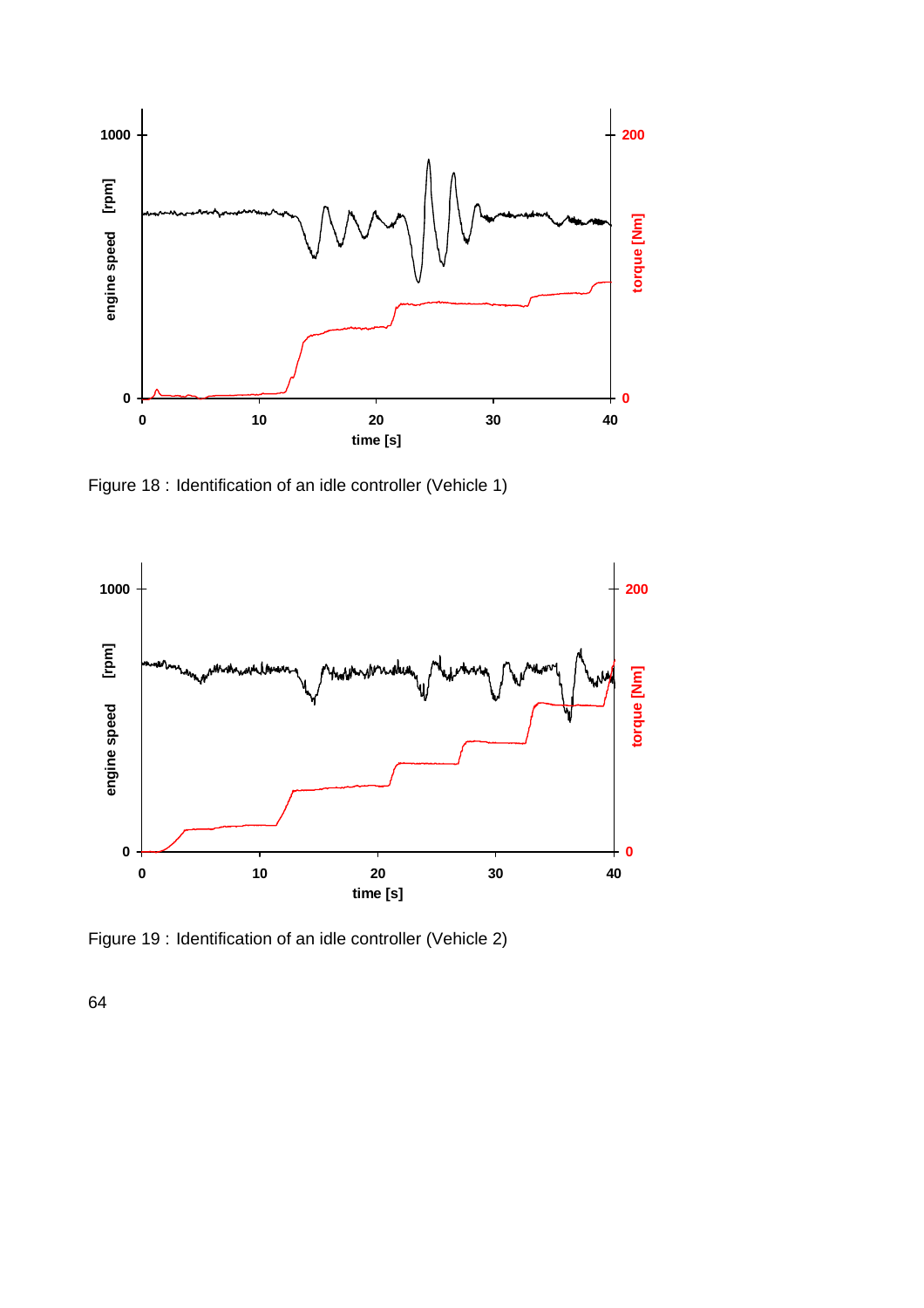Figure 18 : Identification of an idle controller (Vehicle 1)

Figure 19 : Identification of an idle controller (Vehicle 2)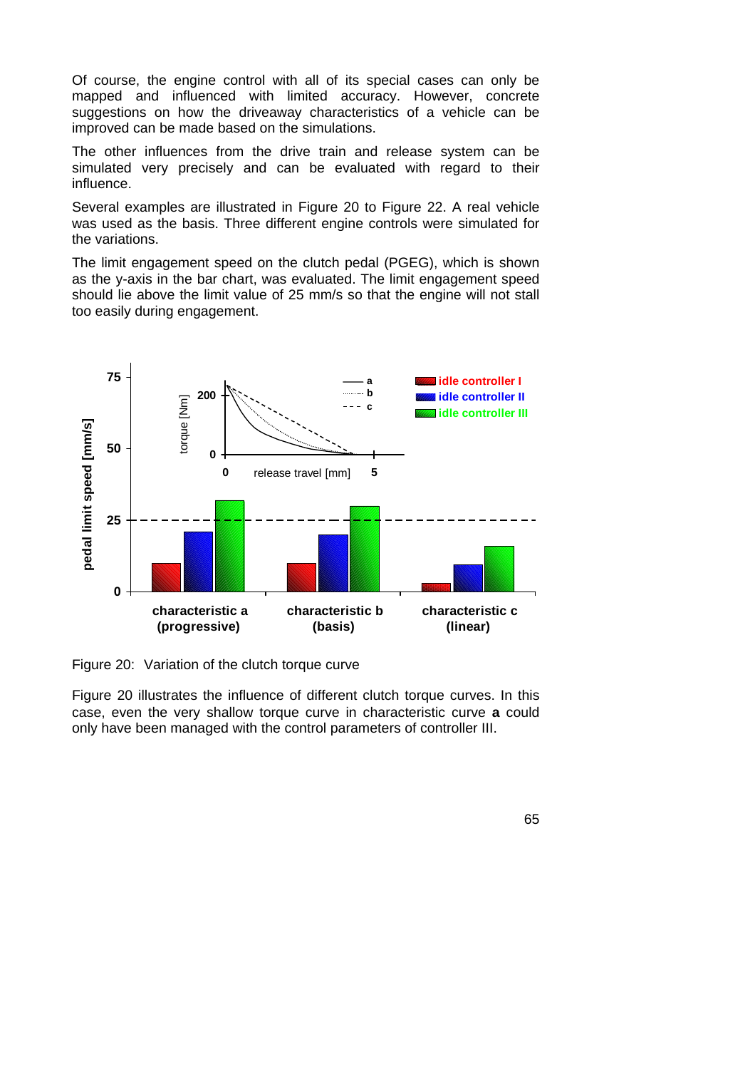Of course, the engine control with all of its special cases can only be mapped and influenced with limited accuracy. However, concrete suggestions on how the driveaway characteristics of a vehicle can be improved can be made based on the simulations.

The other influences from the drive train and release system can be simulated very precisely and can be evaluated with regard to their influence.

Several examples are illustrated in Figure 20 to Figure 22. A real vehicle was used as the basis. Three different engine controls were simulated for the variations.

The limit engagement speed on the clutch pedal (PGEG), which is shown as the y-axis in the bar chart, was evaluated. The limit engagement speed should lie above the limit value of 25 mm/s so that the engine will not stall too easily during engagement.

Figure 20: Variation of the clutch torque curve

Figure 20 illustrates the influence of different clutch torque curves. In this case, even the very shallow torque curve in characteristic curve **a** could only have been managed with the control parameters of controller III.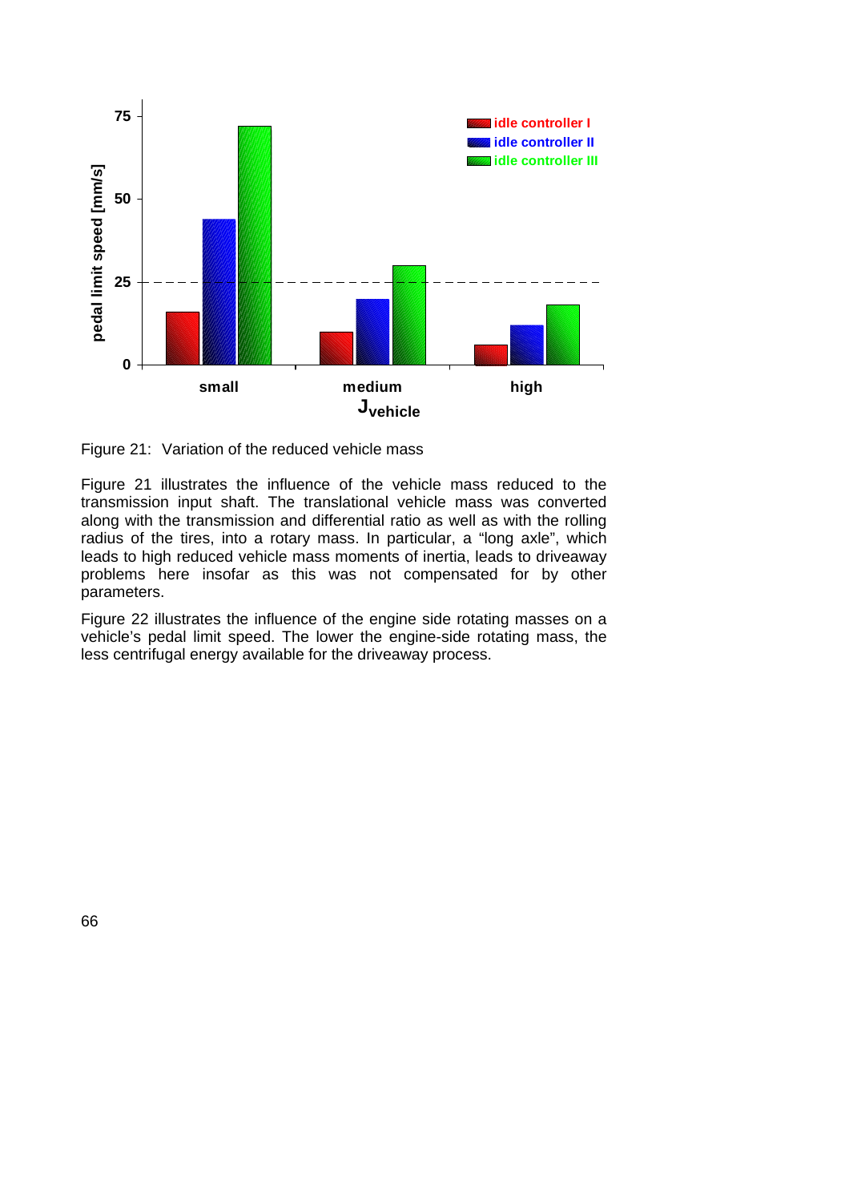Figure 21: Variation of the reduced vehicle mass

Figure 21 illustrates the influence of the vehicle mass reduced to the transmission input shaft. The translational vehicle mass was converted along with the transmission and differential ratio as well as with the rolling radius of the tires, into a rotary mass. In particular, a “long axle”, which leads to high reduced vehicle mass moments of inertia, leads to driveaway problems here insofar as this was not compensated for by other parameters.

Figure 22 illustrates the influence of the engine side rotating masses on a vehicle’s pedal limit speed. The lower the engine-side rotating mass, the less centrifugal energy available for the driveaway process.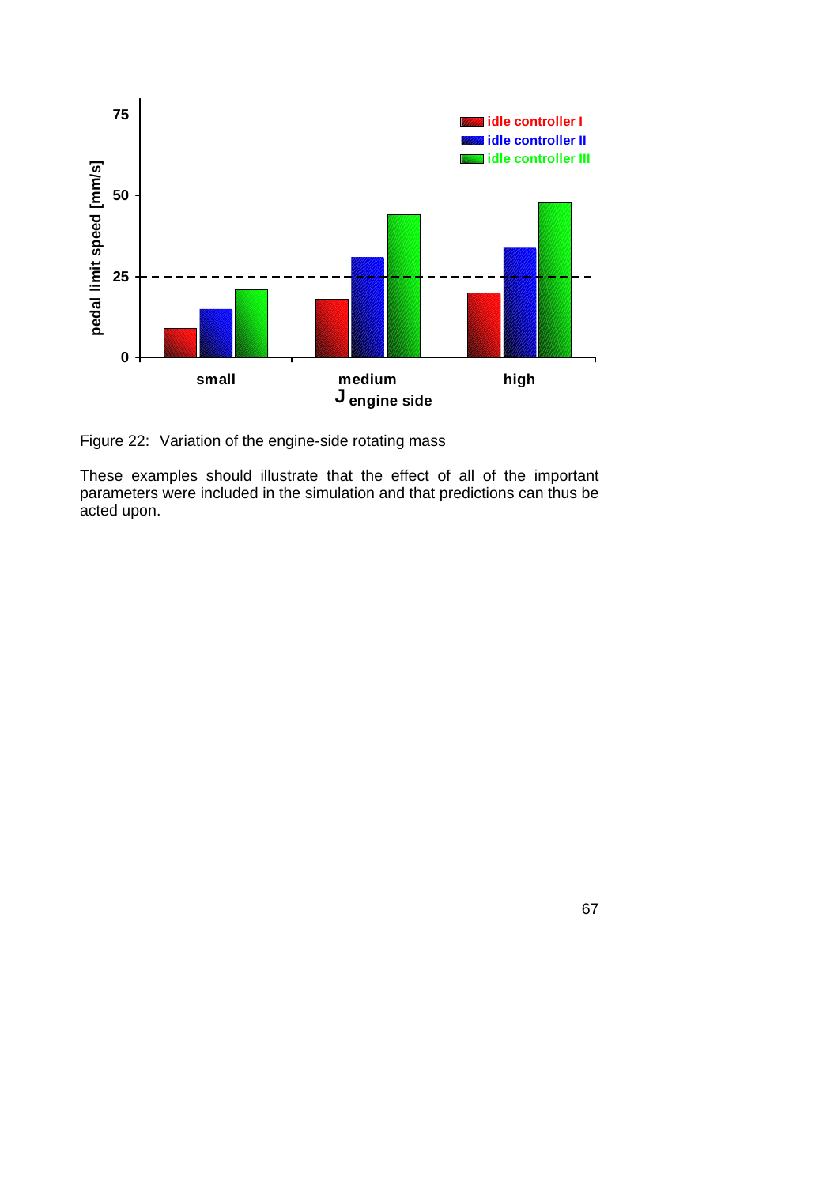Figure 22: Variation of the engine-side rotating mass

These examples should illustrate that the effect of all of the important parameters were included in the simulation and that predictions can thus be acted upon.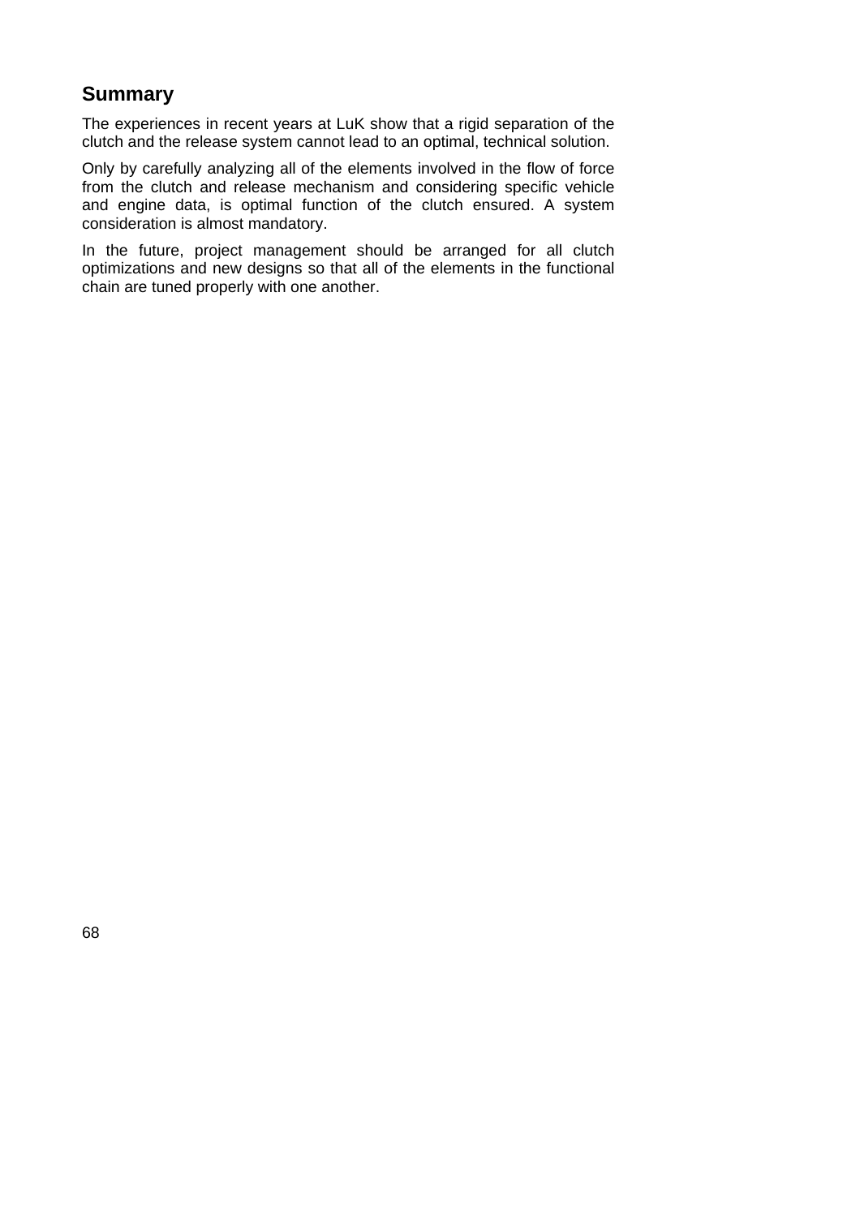## Summary

The experiences in recent years at LuK show that a rigid separation of the clutch and the release system cannot lead to an optimal, technical solution.

Only by carefully analyzing all of the elements involved in the flow of force from the clutch and release mechanism and considering specific vehicle and engine data, is optimal function of the clutch ensured. A system consideration is almost mandatory.

In the future, project management should be arranged for all clutch optimizations and new designs so that all of the elements in the functional chain are tuned properly with one another.